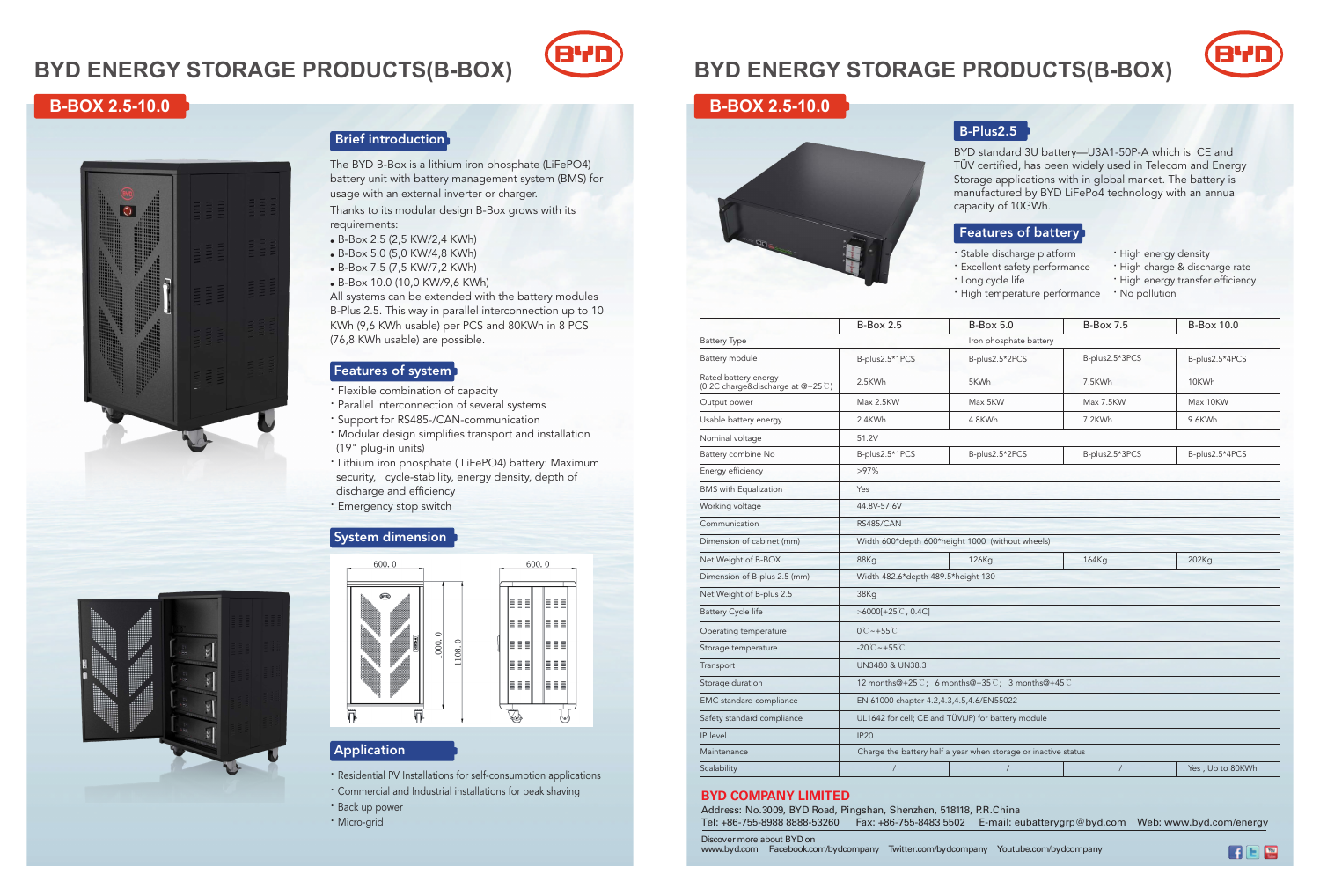# BYD ENERGY STORAGE PRODUCTS(B-BOX)

## B-BOX 2.5-10.0

### Brief introduction

The BYD B-Box is a lithium iron phosphate (LiFePO4) battery unit with battery management system (BMS) for usage with an external inverter or charger.

Thanks to its modular design B-Box grows with its requirements:

- B-Box 2.5 (2,5 KW/2,4 KWh)
- B-Box 5.0 (5,0 KW/4,8 KWh)
- B-Box 7.5 (7,5 KW/7,2 KWh)
- B-Box 10.0 (10,0 KW/9,6 KWh)

All systems can be extended with the battery modules B-Plus 2.5. This way in parallel interconnection up to 10 KWh (9,6 KWh usable) per PCS and 80KWh in 8 PCS (76,8 KWh usable) are possible.

### Features of system

- Flexible combination of capacity
- Parallel interconnection of several systems
- Support for RS485-/CAN-communication
- Modular design simplifies transport and installation (19" plug-in units)
- Lithium iron phosphate ( LiFePO4) battery: Maximum security, cycle-stability, energy density, depth of discharge and efficiency
- Emergency stop switch

### System dimension

600. 0 &nbsp;&nbsp; 600. 0 &nbsp;&nbsp; 1000. 0 &nbsp;&nbsp; 1108. 0

### Application

- Residential PV Installations for self-consumption applications
- Commercial and Industrial installations for peak shaving
- Back up power
- Micro-grid

# BYD ENERGY STORAGE PRODUCTS(B-BOX)

## B-BOX 2.5-10.0

### B-Plus2.5

BYD standard 3U battery—U3A1-50P-A which is CE and TÜV certified, has been widely used in Telecom and Energy Storage applications with in global market. The battery is manufactured by BYD LiFePo4 technology with an annual capacity of 10GWh.

### Features of battery

- Stable discharge platform
- Excellent safety performance
- Long cycle life
- High temperature performance
- High energy density
- High charge & discharge rate
- High energy transfer efficiency
- No pollution

| | B-Box 2.5 | B-Box 5.0 | B-Box 7.5 | B-Box 10.0 |
|---|---|---|---|---|
| Battery Type | Iron phosphate battery | | | |
| Battery module | B-plus2.5*1PCS | B-plus2.5*2PCS | B-plus2.5*3PCS | B-plus2.5*4PCS |
| Rated battery energy (0.2C charge&discharge at @+25℃) | 2.5KWh | 5KWh | 7.5KWh | 10KWh |
| Output power | Max 2.5KW | Max 5KW | Max 7.5KW | Max 10KW |
| Usable battery energy | 2.4KWh | 4.8KWh | 7.2KWh | 9.6KWh |
| Nominal voltage | 51.2V | | | |
| Battery combine No | B-plus2.5*1PCS | B-plus2.5*2PCS | B-plus2.5*3PCS | B-plus2.5*4PCS |
| Energy efficiency | >97% | | | |
| BMS with Equalization | Yes | | | |
| Working voltage | 44.8V-57.6V | | | |
| Communication | RS485/CAN | | | |
| Dimension of cabinet (mm) | Width 600*depth 600*height 1000 (without wheels) | | | |
| Net Weight of B-BOX | 88Kg | 126Kg | 164Kg | 202Kg |
| Dimension of B-plus 2.5 (mm) | Width 482.6*depth 489.5*height 130 | | | |
| Net Weight of B-plus 2.5 | 38Kg | | | |
| Battery Cycle life | >6000[+25℃, 0.4C] | | | |
| Operating temperature | 0℃~+55℃ | | | |
| Storage temperature | -20℃~+55℃ | | | |
| Transport | UN3480 & UN38.3 | | | |
| Storage duration | 12 months@+25℃; 6 months@+35℃; 3 months@+45℃ | | | |
| EMC standard compliance | EN 61000 chapter 4.2,4.3,4.5,4.6/EN55022 | | | |
| Safety standard compliance | UL1642 for cell; CE and TÜV(JP) for battery module | | | |
| IP level | IP20 | | | |
| Maintenance | Charge the battery half a year when storage or inactive status | | | |
| Scalability | / | / | / | Yes , Up to 80KWh |

**BYD COMPANY LIMITED**

Address: No.3009, BYD Road, Pingshan, Shenzhen, 518118, P.R.China
Tel: +86-755-8988 8888-53260 &nbsp; Fax: +86-755-8483 5502 &nbsp; E-mail: eubatterygrp@byd.com &nbsp; Web: www.byd.com/energy

Discover more about BYD on
www.byd.com &nbsp; Facebook.com/bydcompany &nbsp; Twitter.com/bydcompany &nbsp; Youtube.com/bydcompany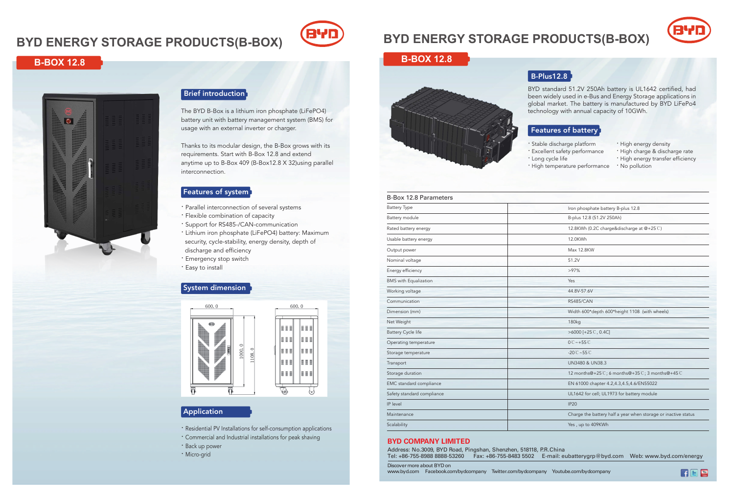# BYD ENERGY STORAGE PRODUCTS(B-BOX)

## B-BOX 12.8

### Brief introduction

The BYD B-Box is a lithium iron phosphate (LiFePO4) battery unit with battery management system (BMS) for usage with an external inverter or charger.

Thanks to its modular design, the B-Box grows with its requirements. Start with B-Box 12.8 and extend anytime up to B-Box 409 (B-Box12.8 X 32)using parallel interconnection.

### Features of system

- Parallel interconnection of several systems
- Flexible combination of capacity
- Support for RS485-/CAN-communication
- Lithium iron phosphate (LiFePO4) battery: Maximum security, cycle-stability, energy density, depth of discharge and efficiency
- Emergency stop switch
- Easy to install

### System dimension

600. 0

1000. 0

1108. 0

600. 0

### Application

- Residential PV Installations for self-consumption applications
- Commercial and Industrial installations for peak shaving
- Back up power
- Micro-grid

# BYD ENERGY STORAGE PRODUCTS(B-BOX)

## B-BOX 12.8

### B-Plus12.8

BYD standard 51.2V 250Ah battery is UL1642 certified, had been widely used in e-Bus and Energy Storage applications in global market. The battery is manufactured by BYD LiFePo4 technology with annual capacity of 10GWh.

### Features of battery

- Stable discharge platform
- Excellent safety performance
- Long cycle life
- High temperature performance
- High energy density
- High charge & discharge rate
- High energy transfer efficiency
- No pollution

B-Box 12.8 Parameters

| | |
|---|---|
| Battery Type | Iron phosphate battery B-plus 12.8 |
| Battery module | B-plus 12.8 (51.2V 250Ah) |
| Rated battery energy | 12.8KWh (0.2C charge&discharge at @+25℃) |
| Usable battery energy | 12.0KWh |
| Output power | Max 12.8KW |
| Nominal voltage | 51.2V |
| Energy efficiency | >97% |
| BMS with Equalization | Yes |
| Working voltage | 44.8V-57.6V |
| Communication | RS485/CAN |
| Dimension (mm) | Width 600*depth 600*height 1108 (with wheels) |
| Net Weight | 180kg |
| Battery Cycle life | >6000 [+25℃, 0.4C] |
| Operating temperature | 0℃~+55℃ |
| Storage temperature | -20℃~55℃ |
| Transport | UN3480 & UN38.3 |
| Storage duration | 12 months@+25℃; 6 months@+35℃; 3 months@+45℃ |
| EMC standard compliance | EN 61000 chapter 4.2,4.3,4.5,4.6/EN55022 |
| Safety standard compliance | UL1642 for cell; UL1973 for battery module |
| IP level | IP20 |
| Maintenance | Charge the battery half a year when storage or inactive status |
| Scalability | Yes , up to 409KWh |

**BYD COMPANY LIMITED**

Address: No.3009, BYD Road, Pingshan, Shenzhen, 518118, P.R.China

Tel: +86-755-8988 8888-53260 Fax: +86-755-8483 5502 E-mail: eubatterygrp@byd.com Web: www.byd.com/energy

Discover more about BYD on

www.byd.com Facebook.com/bydcompany Twitter.com/bydcompany Youtube.com/bydcompany